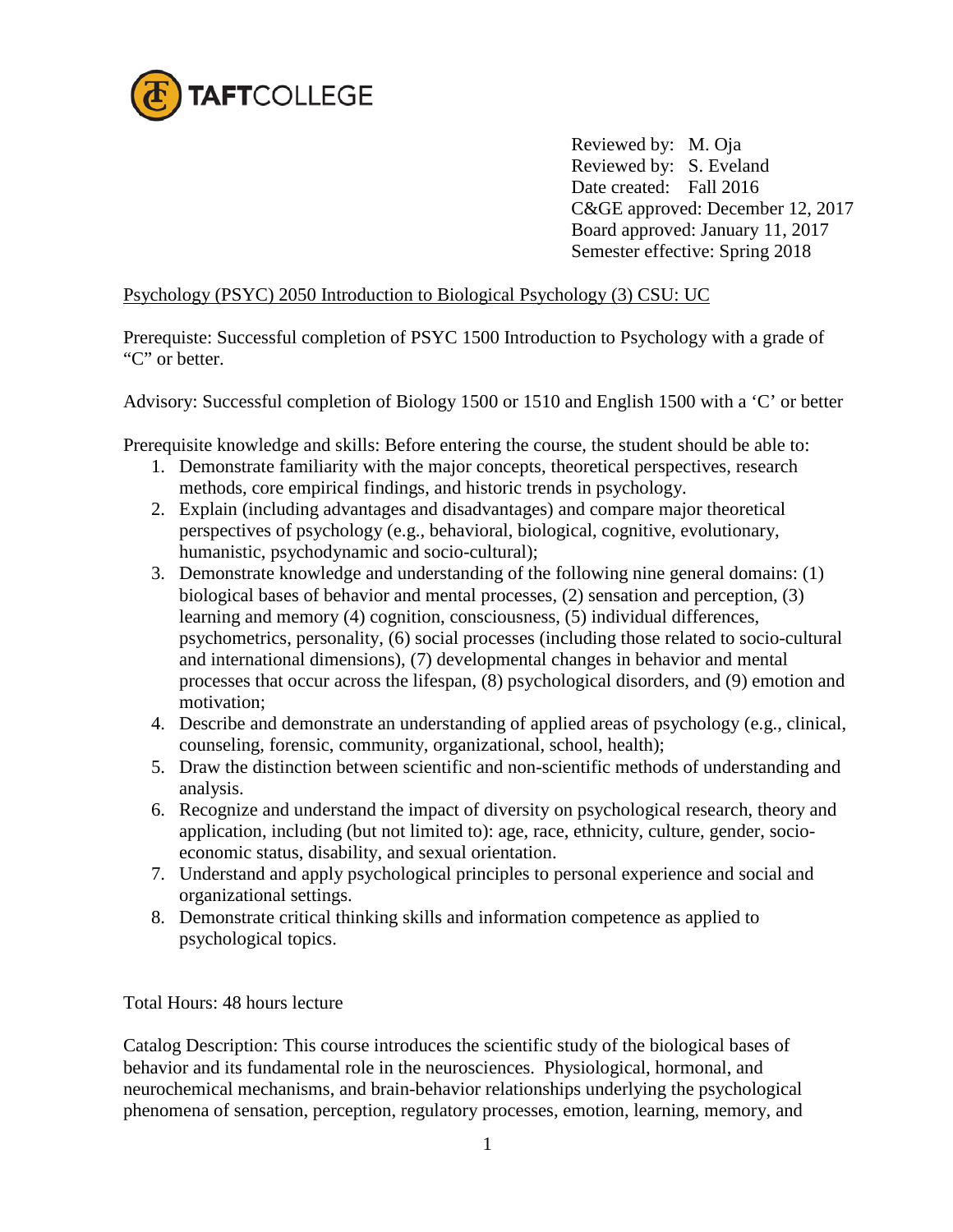TAFTCOLLEGE

Reviewed by: M. Oja
Reviewed by: S. Eveland
Date created: Fall 2016
C&GE approved: December 12, 2017
Board approved: January 11, 2017
Semester effective: Spring 2018

Psychology (PSYC) 2050 Introduction to Biological Psychology (3) CSU: UC

Prerequiste: Successful completion of PSYC 1500 Introduction to Psychology with a grade of "C" or better.

Advisory: Successful completion of Biology 1500 or 1510 and English 1500 with a 'C' or better

Prerequisite knowledge and skills: Before entering the course, the student should be able to:

1. Demonstrate familiarity with the major concepts, theoretical perspectives, research methods, core empirical findings, and historic trends in psychology.
2. Explain (including advantages and disadvantages) and compare major theoretical perspectives of psychology (e.g., behavioral, biological, cognitive, evolutionary, humanistic, psychodynamic and socio-cultural);
3. Demonstrate knowledge and understanding of the following nine general domains: (1) biological bases of behavior and mental processes, (2) sensation and perception, (3) learning and memory (4) cognition, consciousness, (5) individual differences, psychometrics, personality, (6) social processes (including those related to socio-cultural and international dimensions), (7) developmental changes in behavior and mental processes that occur across the lifespan, (8) psychological disorders, and (9) emotion and motivation;
4. Describe and demonstrate an understanding of applied areas of psychology (e.g., clinical, counseling, forensic, community, organizational, school, health);
5. Draw the distinction between scientific and non-scientific methods of understanding and analysis.
6. Recognize and understand the impact of diversity on psychological research, theory and application, including (but not limited to): age, race, ethnicity, culture, gender, socio-economic status, disability, and sexual orientation.
7. Understand and apply psychological principles to personal experience and social and organizational settings.
8. Demonstrate critical thinking skills and information competence as applied to psychological topics.

Total Hours: 48 hours lecture

Catalog Description: This course introduces the scientific study of the biological bases of behavior and its fundamental role in the neurosciences. Physiological, hormonal, and neurochemical mechanisms, and brain-behavior relationships underlying the psychological phenomena of sensation, perception, regulatory processes, emotion, learning, memory, and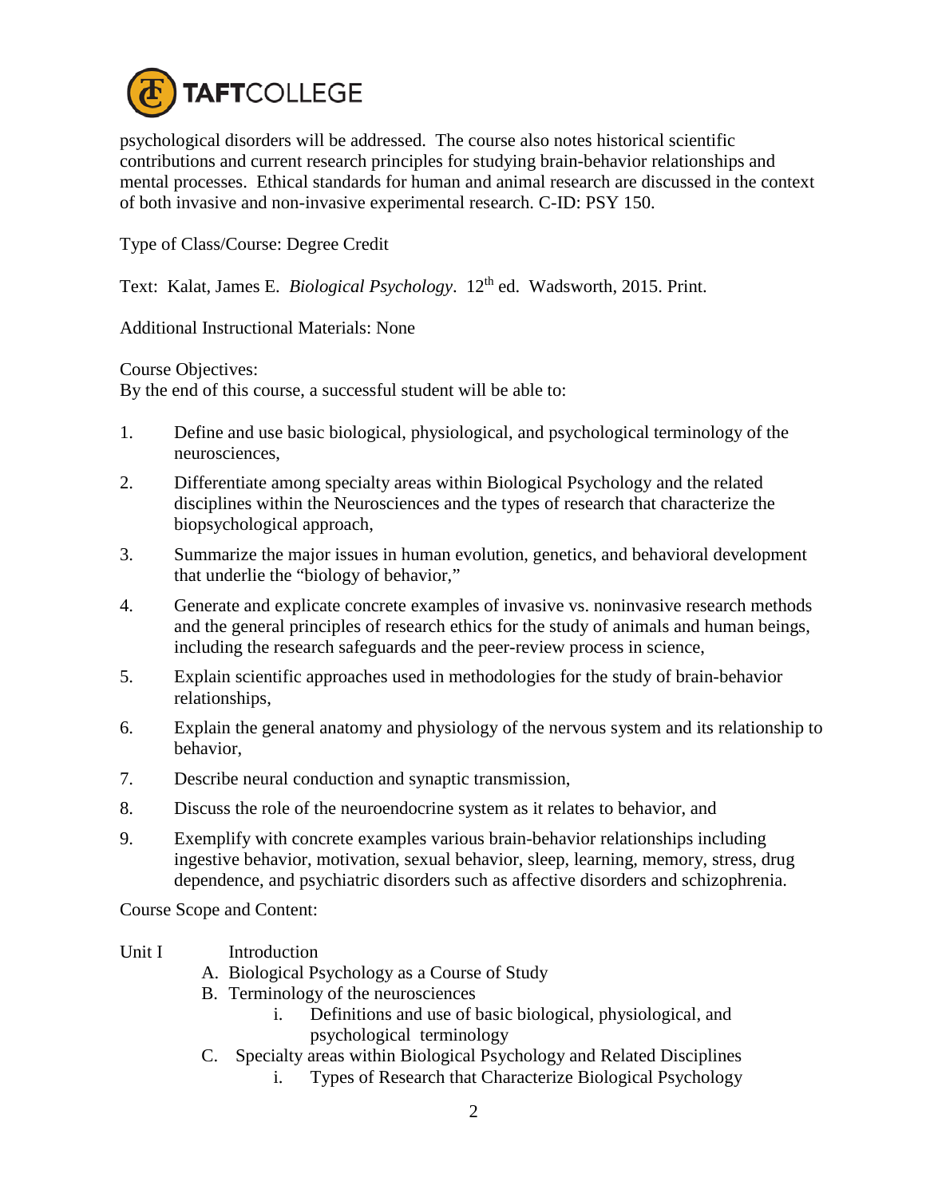psychological disorders will be addressed. The course also notes historical scientific contributions and current research principles for studying brain-behavior relationships and mental processes. Ethical standards for human and animal research are discussed in the context of both invasive and non-invasive experimental research. C-ID: PSY 150.

Type of Class/Course: Degree Credit

Text: Kalat, James E. *Biological Psychology*. 12th ed. Wadsworth, 2015. Print.

Additional Instructional Materials: None

Course Objectives:
By the end of this course, a successful student will be able to:

1. Define and use basic biological, physiological, and psychological terminology of the neurosciences,
2. Differentiate among specialty areas within Biological Psychology and the related disciplines within the Neurosciences and the types of research that characterize the biopsychological approach,
3. Summarize the major issues in human evolution, genetics, and behavioral development that underlie the "biology of behavior,"
4. Generate and explicate concrete examples of invasive vs. noninvasive research methods and the general principles of research ethics for the study of animals and human beings, including the research safeguards and the peer-review process in science,
5. Explain scientific approaches used in methodologies for the study of brain-behavior relationships,
6. Explain the general anatomy and physiology of the nervous system and its relationship to behavior,
7. Describe neural conduction and synaptic transmission,
8. Discuss the role of the neuroendocrine system as it relates to behavior, and
9. Exemplify with concrete examples various brain-behavior relationships including ingestive behavior, motivation, sexual behavior, sleep, learning, memory, stress, drug dependence, and psychiatric disorders such as affective disorders and schizophrenia.

Course Scope and Content:

Unit I Introduction

- A. Biological Psychology as a Course of Study
- B. Terminology of the neurosciences
  - i. Definitions and use of basic biological, physiological, and psychological terminology
- C. Specialty areas within Biological Psychology and Related Disciplines
  - i. Types of Research that Characterize Biological Psychology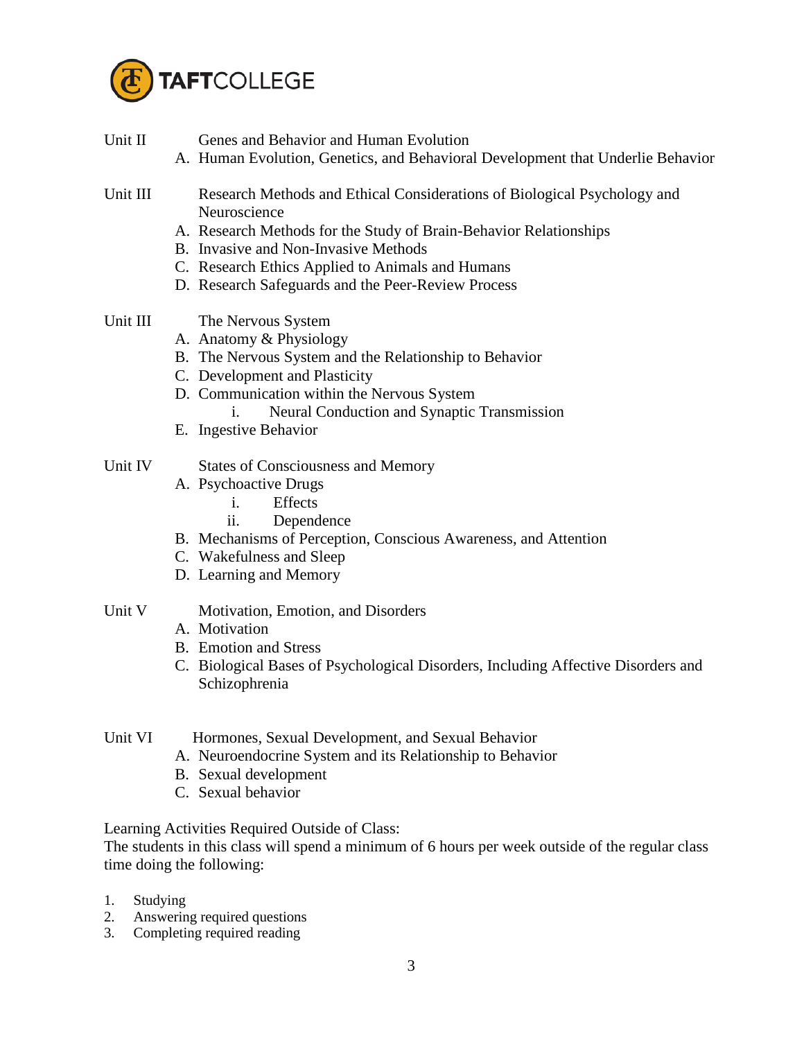Unit II Genes and Behavior and Human Evolution

A. Human Evolution, Genetics, and Behavioral Development that Underlie Behavior

Unit III Research Methods and Ethical Considerations of Biological Psychology and Neuroscience

A. Research Methods for the Study of Brain-Behavior Relationships
B. Invasive and Non-Invasive Methods
C. Research Ethics Applied to Animals and Humans
D. Research Safeguards and the Peer-Review Process

Unit III The Nervous System

A. Anatomy & Physiology
B. The Nervous System and the Relationship to Behavior
C. Development and Plasticity
D. Communication within the Nervous System
   i. Neural Conduction and Synaptic Transmission
E. Ingestive Behavior

Unit IV States of Consciousness and Memory

A. Psychoactive Drugs
   i. Effects
   ii. Dependence
B. Mechanisms of Perception, Conscious Awareness, and Attention
C. Wakefulness and Sleep
D. Learning and Memory

Unit V Motivation, Emotion, and Disorders

A. Motivation
B. Emotion and Stress
C. Biological Bases of Psychological Disorders, Including Affective Disorders and Schizophrenia

Unit VI Hormones, Sexual Development, and Sexual Behavior

A. Neuroendocrine System and its Relationship to Behavior
B. Sexual development
C. Sexual behavior

Learning Activities Required Outside of Class:
The students in this class will spend a minimum of 6 hours per week outside of the regular class time doing the following:

1. Studying
2. Answering required questions
3. Completing required reading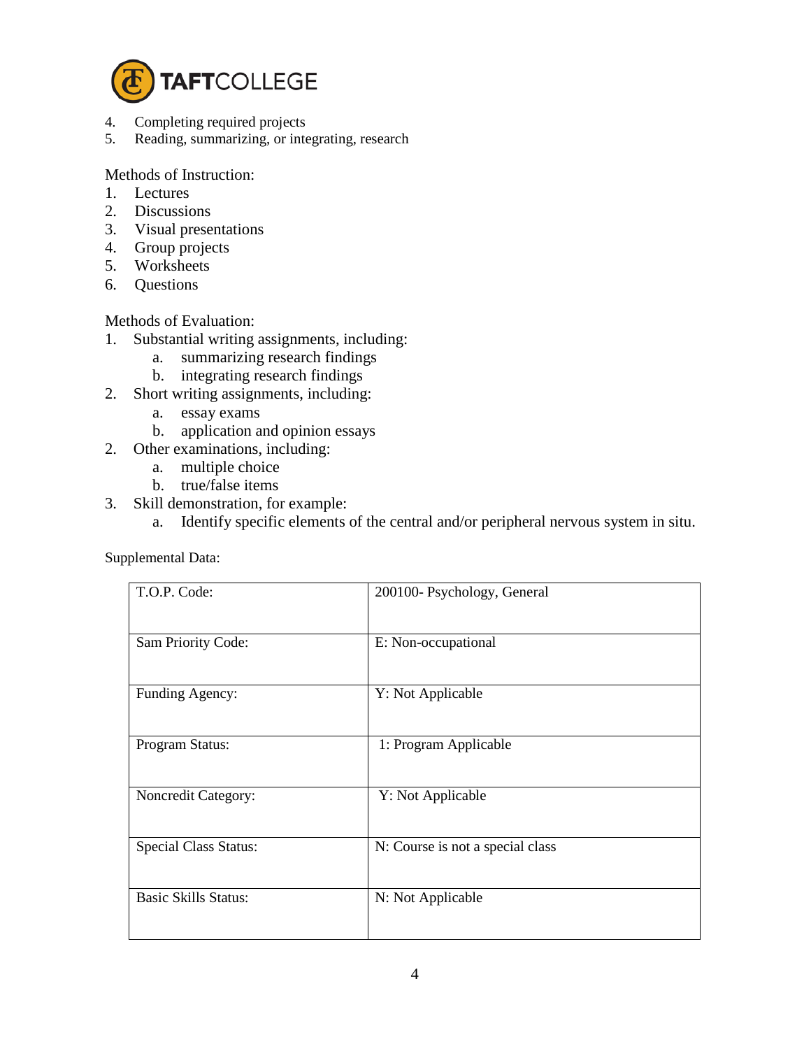4. Completing required projects
5. Reading, summarizing, or integrating, research

Methods of Instruction:

1. Lectures
2. Discussions
3. Visual presentations
4. Group projects
5. Worksheets
6. Questions

Methods of Evaluation:

1. Substantial writing assignments, including:
    a. summarizing research findings
    b. integrating research findings
2. Short writing assignments, including:
    a. essay exams
    b. application and opinion essays
2. Other examinations, including:
    a. multiple choice
    b. true/false items
3. Skill demonstration, for example:
    a. Identify specific elements of the central and/or peripheral nervous system in situ.

Supplemental Data:

| T.O.P. Code: | 200100- Psychology, General |
|---|---|
| Sam Priority Code: | E: Non-occupational |
| Funding Agency: | Y: Not Applicable |
| Program Status: | 1: Program Applicable |
| Noncredit Category: | Y: Not Applicable |
| Special Class Status: | N: Course is not a special class |
| Basic Skills Status: | N: Not Applicable |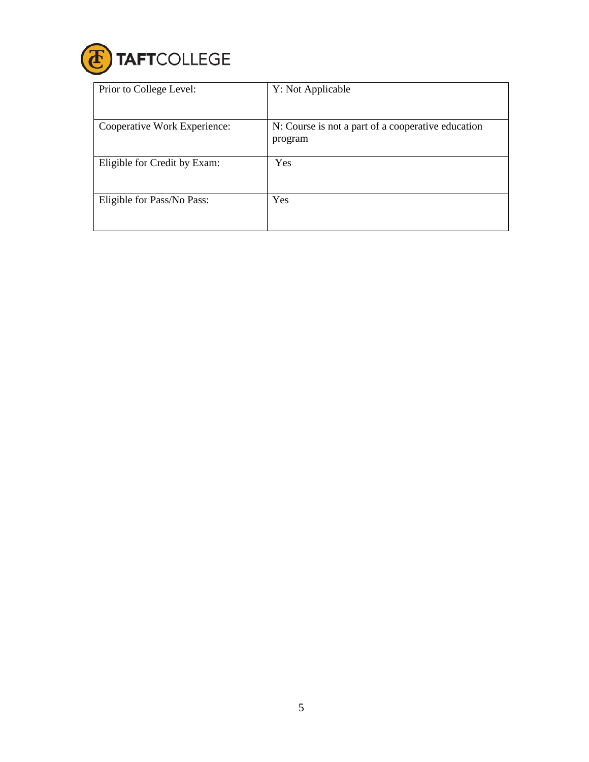| | |
|---|---|
| Prior to College Level: | Y: Not Applicable |
| Cooperative Work Experience: | N: Course is not a part of a cooperative education program |
| Eligible for Credit by Exam: | Yes |
| Eligible for Pass/No Pass: | Yes |